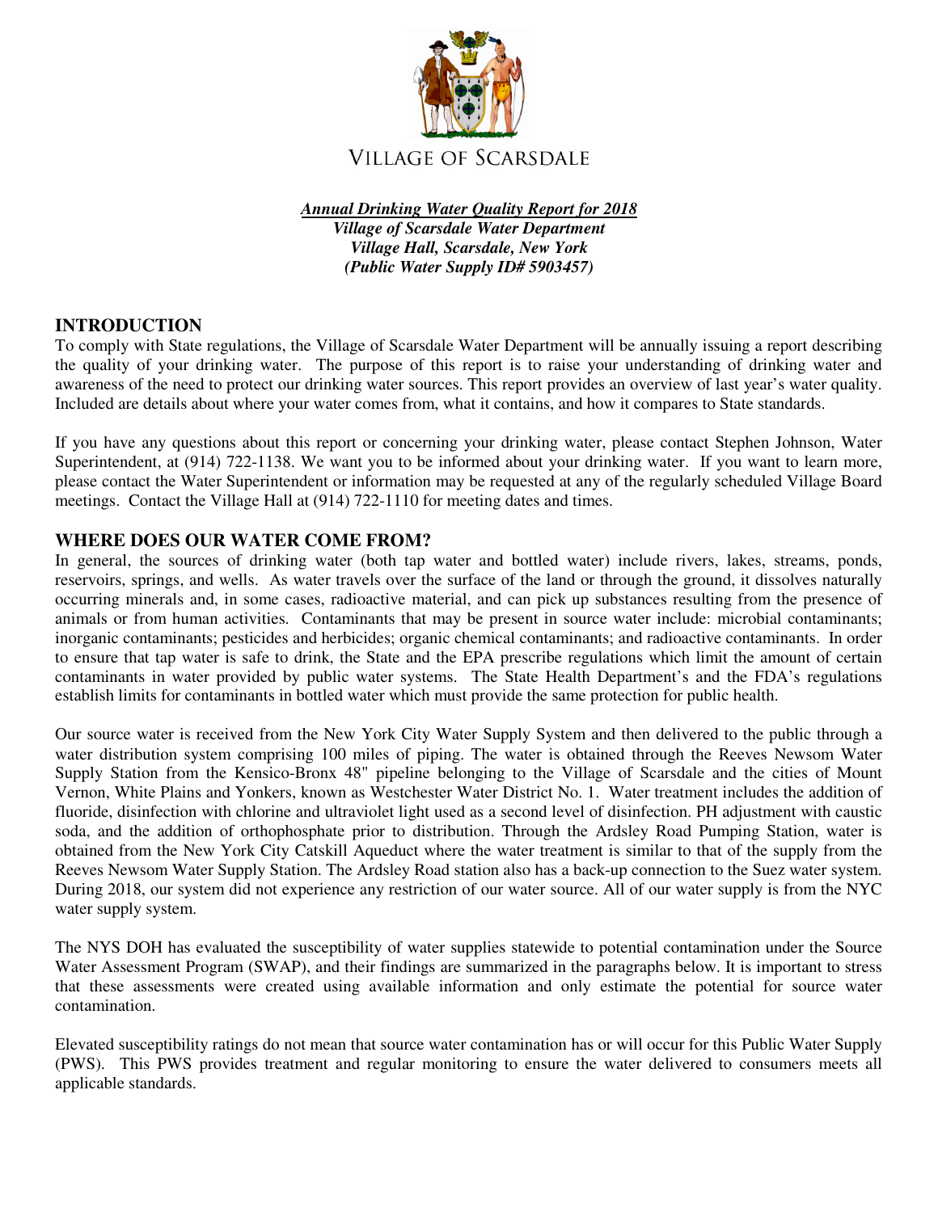VILLAGE OF SCARSDALE

***<u>Annual Drinking Water Quality Report for 2018</u>***
***Village of Scarsdale Water Department***
***Village Hall, Scarsdale, New York***
***(Public Water Supply ID# 5903457)***

## INTRODUCTION

To comply with State regulations, the Village of Scarsdale Water Department will be annually issuing a report describing the quality of your drinking water. The purpose of this report is to raise your understanding of drinking water and awareness of the need to protect our drinking water sources. This report provides an overview of last year's water quality. Included are details about where your water comes from, what it contains, and how it compares to State standards.

If you have any questions about this report or concerning your drinking water, please contact Stephen Johnson, Water Superintendent, at (914) 722-1138. We want you to be informed about your drinking water. If you want to learn more, please contact the Water Superintendent or information may be requested at any of the regularly scheduled Village Board meetings. Contact the Village Hall at (914) 722-1110 for meeting dates and times.

## WHERE DOES OUR WATER COME FROM?

In general, the sources of drinking water (both tap water and bottled water) include rivers, lakes, streams, ponds, reservoirs, springs, and wells. As water travels over the surface of the land or through the ground, it dissolves naturally occurring minerals and, in some cases, radioactive material, and can pick up substances resulting from the presence of animals or from human activities. Contaminants that may be present in source water include: microbial contaminants; inorganic contaminants; pesticides and herbicides; organic chemical contaminants; and radioactive contaminants. In order to ensure that tap water is safe to drink, the State and the EPA prescribe regulations which limit the amount of certain contaminants in water provided by public water systems. The State Health Department's and the FDA's regulations establish limits for contaminants in bottled water which must provide the same protection for public health.

Our source water is received from the New York City Water Supply System and then delivered to the public through a water distribution system comprising 100 miles of piping. The water is obtained through the Reeves Newsom Water Supply Station from the Kensico-Bronx 48" pipeline belonging to the Village of Scarsdale and the cities of Mount Vernon, White Plains and Yonkers, known as Westchester Water District No. 1. Water treatment includes the addition of fluoride, disinfection with chlorine and ultraviolet light used as a second level of disinfection. PH adjustment with caustic soda, and the addition of orthophosphate prior to distribution. Through the Ardsley Road Pumping Station, water is obtained from the New York City Catskill Aqueduct where the water treatment is similar to that of the supply from the Reeves Newsom Water Supply Station. The Ardsley Road station also has a back-up connection to the Suez water system. During 2018, our system did not experience any restriction of our water source. All of our water supply is from the NYC water supply system.

The NYS DOH has evaluated the susceptibility of water supplies statewide to potential contamination under the Source Water Assessment Program (SWAP), and their findings are summarized in the paragraphs below. It is important to stress that these assessments were created using available information and only estimate the potential for source water contamination.

Elevated susceptibility ratings do not mean that source water contamination has or will occur for this Public Water Supply (PWS). This PWS provides treatment and regular monitoring to ensure the water delivered to consumers meets all applicable standards.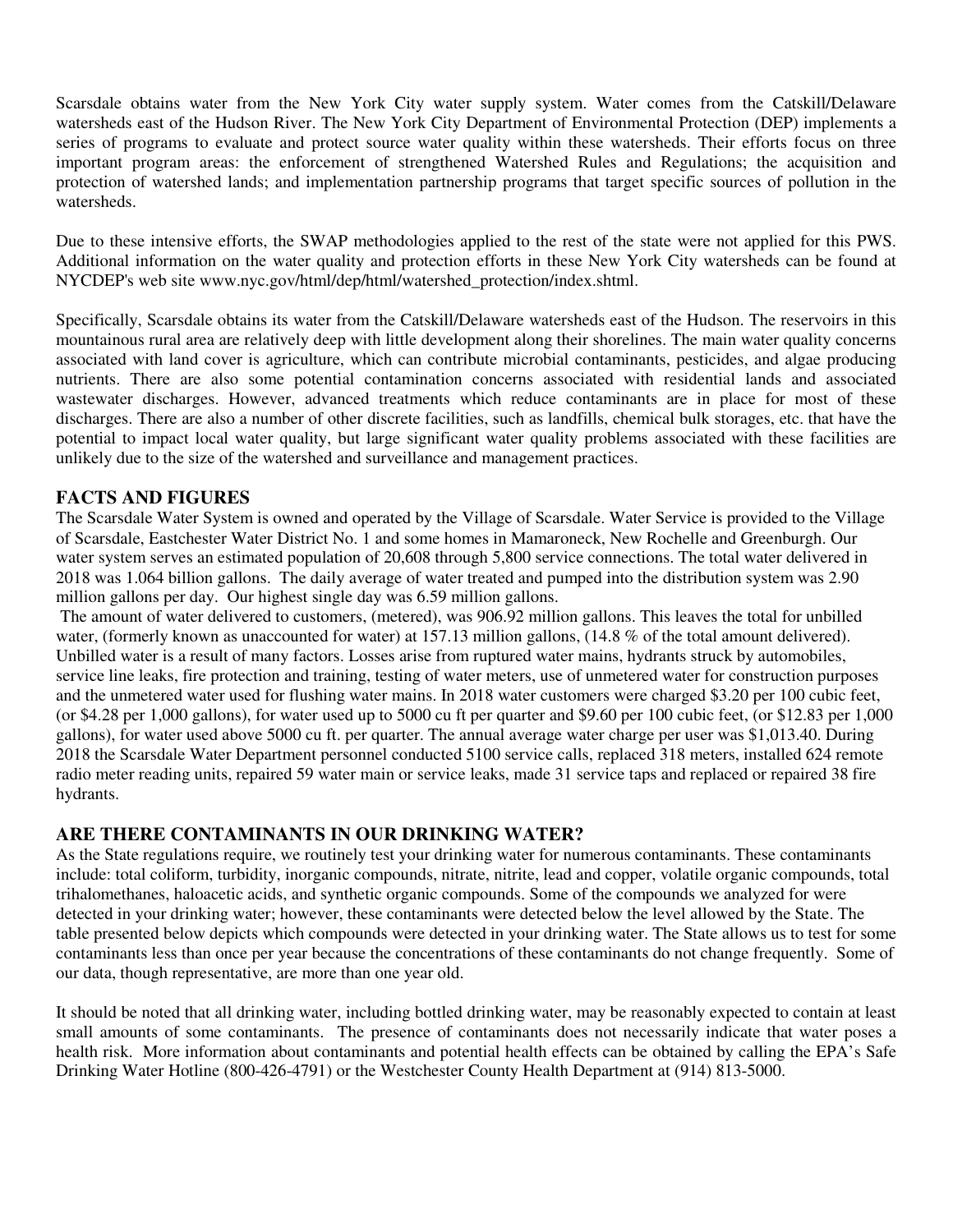Scarsdale obtains water from the New York City water supply system. Water comes from the Catskill/Delaware watersheds east of the Hudson River. The New York City Department of Environmental Protection (DEP) implements a series of programs to evaluate and protect source water quality within these watersheds. Their efforts focus on three important program areas: the enforcement of strengthened Watershed Rules and Regulations; the acquisition and protection of watershed lands; and implementation partnership programs that target specific sources of pollution in the watersheds.

Due to these intensive efforts, the SWAP methodologies applied to the rest of the state were not applied for this PWS. Additional information on the water quality and protection efforts in these New York City watersheds can be found at NYCDEP's web site www.nyc.gov/html/dep/html/watershed_protection/index.shtml.

Specifically, Scarsdale obtains its water from the Catskill/Delaware watersheds east of the Hudson. The reservoirs in this mountainous rural area are relatively deep with little development along their shorelines. The main water quality concerns associated with land cover is agriculture, which can contribute microbial contaminants, pesticides, and algae producing nutrients. There are also some potential contamination concerns associated with residential lands and associated wastewater discharges. However, advanced treatments which reduce contaminants are in place for most of these discharges. There are also a number of other discrete facilities, such as landfills, chemical bulk storages, etc. that have the potential to impact local water quality, but large significant water quality problems associated with these facilities are unlikely due to the size of the watershed and surveillance and management practices.

## FACTS AND FIGURES

The Scarsdale Water System is owned and operated by the Village of Scarsdale. Water Service is provided to the Village of Scarsdale, Eastchester Water District No. 1 and some homes in Mamaroneck, New Rochelle and Greenburgh. Our water system serves an estimated population of 20,608 through 5,800 service connections. The total water delivered in 2018 was 1.064 billion gallons. The daily average of water treated and pumped into the distribution system was 2.90 million gallons per day. Our highest single day was 6.59 million gallons.

The amount of water delivered to customers, (metered), was 906.92 million gallons. This leaves the total for unbilled water, (formerly known as unaccounted for water) at 157.13 million gallons, (14.8 % of the total amount delivered). Unbilled water is a result of many factors. Losses arise from ruptured water mains, hydrants struck by automobiles, service line leaks, fire protection and training, testing of water meters, use of unmetered water for construction purposes and the unmetered water used for flushing water mains. In 2018 water customers were charged $3.20 per 100 cubic feet, (or $4.28 per 1,000 gallons), for water used up to 5000 cu ft per quarter and $9.60 per 100 cubic feet, (or $12.83 per 1,000 gallons), for water used above 5000 cu ft. per quarter. The annual average water charge per user was $1,013.40. During 2018 the Scarsdale Water Department personnel conducted 5100 service calls, replaced 318 meters, installed 624 remote radio meter reading units, repaired 59 water main or service leaks, made 31 service taps and replaced or repaired 38 fire hydrants.

## ARE THERE CONTAMINANTS IN OUR DRINKING WATER?

As the State regulations require, we routinely test your drinking water for numerous contaminants. These contaminants include: total coliform, turbidity, inorganic compounds, nitrate, nitrite, lead and copper, volatile organic compounds, total trihalomethanes, haloacetic acids, and synthetic organic compounds. Some of the compounds we analyzed for were detected in your drinking water; however, these contaminants were detected below the level allowed by the State. The table presented below depicts which compounds were detected in your drinking water. The State allows us to test for some contaminants less than once per year because the concentrations of these contaminants do not change frequently. Some of our data, though representative, are more than one year old.

It should be noted that all drinking water, including bottled drinking water, may be reasonably expected to contain at least small amounts of some contaminants. The presence of contaminants does not necessarily indicate that water poses a health risk. More information about contaminants and potential health effects can be obtained by calling the EPA's Safe Drinking Water Hotline (800-426-4791) or the Westchester County Health Department at (914) 813-5000.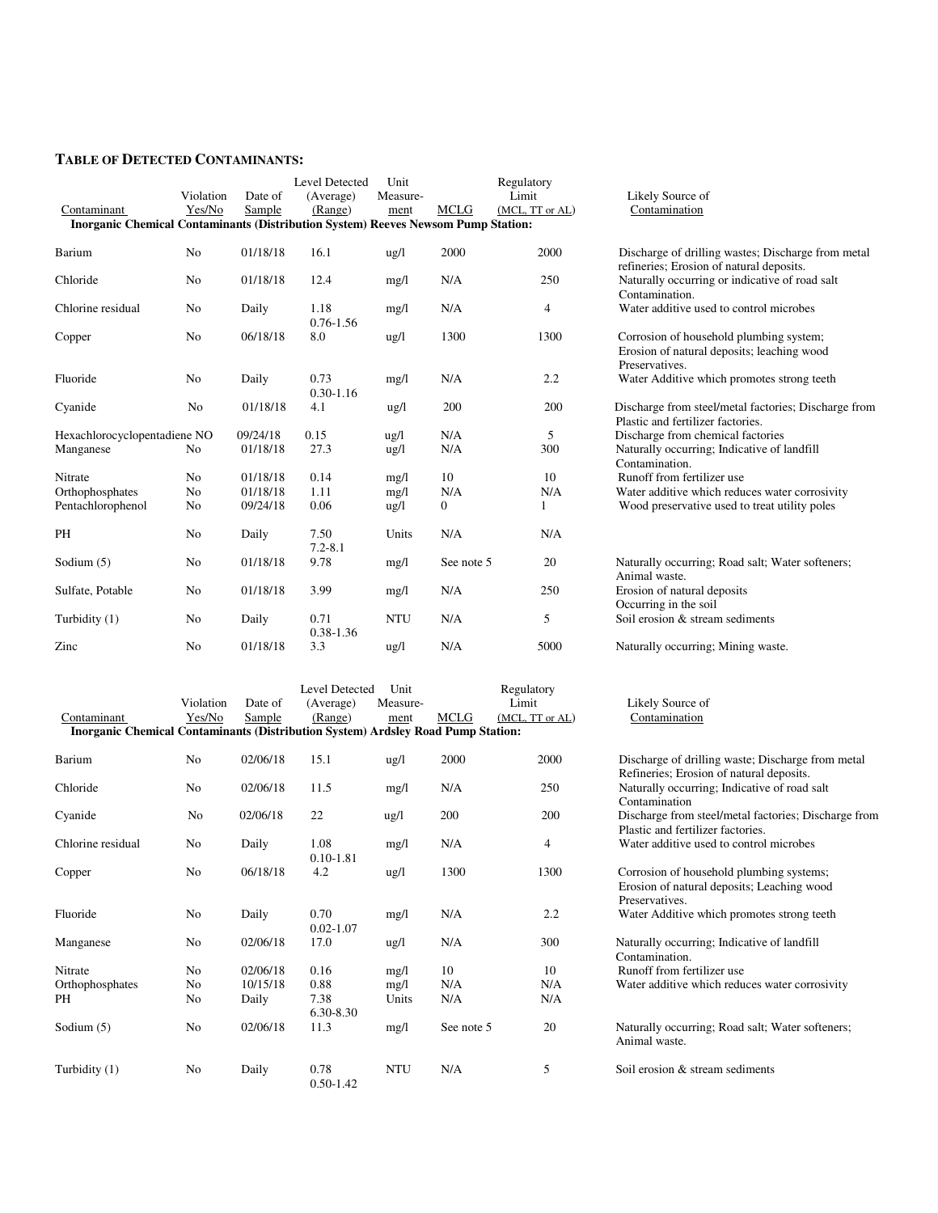**TABLE OF DETECTED CONTAMINANTS:**

| Contaminant | Violation Yes/No | Date of Sample | Level Detected (Average) (Range) | Unit Measure-ment | MCLG | Regulatory Limit (MCL, TT or AL) | Likely Source of Contamination |
|---|---|---|---|---|---|---|---|
| **Inorganic Chemical Contaminants (Distribution System) Reeves Newsom Pump Station:** | | | | | | | |
| Barium | No | 01/18/18 | 16.1 | ug/l | 2000 | 2000 | Discharge of drilling wastes; Discharge from metal refineries; Erosion of natural deposits. |
| Chloride | No | 01/18/18 | 12.4 | mg/l | N/A | 250 | Naturally occurring or indicative of road salt Contamination. |
| Chlorine residual | No | Daily | 1.18 0.76-1.56 | mg/l | N/A | 4 | Water additive used to control microbes |
| Copper | No | 06/18/18 | 8.0 | ug/l | 1300 | 1300 | Corrosion of household plumbing system; Erosion of natural deposits; leaching wood Preservatives. |
| Fluoride | No | Daily | 0.73 0.30-1.16 | mg/l | N/A | 2.2 | Water Additive which promotes strong teeth |
| Cyanide | No | 01/18/18 | 4.1 | ug/l | 200 | 200 | Discharge from steel/metal factories; Discharge from Plastic and fertilizer factories. |
| Hexachlorocyclopentadiene | NO | 09/24/18 | 0.15 | ug/l | N/A | 5 | Discharge from chemical factories |
| Manganese | No | 01/18/18 | 27.3 | ug/l | N/A | 300 | Naturally occurring; Indicative of landfill Contamination. |
| Nitrate | No | 01/18/18 | 0.14 | mg/l | 10 | 10 | Runoff from fertilizer use |
| Orthophosphates | No | 01/18/18 | 1.11 | mg/l | N/A | N/A | Water additive which reduces water corrosivity |
| Pentachlorophenol | No | 09/24/18 | 0.06 | ug/l | 0 | 1 | Wood preservative used to treat utility poles |
| PH | No | Daily | 7.50 7.2-8.1 | Units | N/A | N/A | |
| Sodium (5) | No | 01/18/18 | 9.78 | mg/l | See note 5 | 20 | Naturally occurring; Road salt; Water softeners; Animal waste. |
| Sulfate, Potable | No | 01/18/18 | 3.99 | mg/l | N/A | 250 | Erosion of natural deposits Occurring in the soil |
| Turbidity (1) | No | Daily | 0.71 0.38-1.36 | NTU | N/A | 5 | Soil erosion & stream sediments |
| Zinc | No | 01/18/18 | 3.3 | ug/l | N/A | 5000 | Naturally occurring; Mining waste. |

| Contaminant | Violation Yes/No | Date of Sample | Level Detected (Average) (Range) | Unit Measure-ment | MCLG | Regulatory Limit (MCL, TT or AL) | Likely Source of Contamination |
|---|---|---|---|---|---|---|---|
| **Inorganic Chemical Contaminants (Distribution System) Ardsley Road Pump Station:** | | | | | | | |
| Barium | No | 02/06/18 | 15.1 | ug/l | 2000 | 2000 | Discharge of drilling waste; Discharge from metal Refineries; Erosion of natural deposits. |
| Chloride | No | 02/06/18 | 11.5 | mg/l | N/A | 250 | Naturally occurring; Indicative of road salt Contamination |
| Cyanide | No | 02/06/18 | 22 | ug/l | 200 | 200 | Discharge from steel/metal factories; Discharge from Plastic and fertilizer factories. |
| Chlorine residual | No | Daily | 1.08 0.10-1.81 | mg/l | N/A | 4 | Water additive used to control microbes |
| Copper | No | 06/18/18 | 4.2 | ug/l | 1300 | 1300 | Corrosion of household plumbing systems; Erosion of natural deposits; Leaching wood Preservatives. |
| Fluoride | No | Daily | 0.70 0.02-1.07 | mg/l | N/A | 2.2 | Water Additive which promotes strong teeth |
| Manganese | No | 02/06/18 | 17.0 | ug/l | N/A | 300 | Naturally occurring; Indicative of landfill Contamination. |
| Nitrate | No | 02/06/18 | 0.16 | mg/l | 10 | 10 | Runoff from fertilizer use |
| Orthophosphates | No | 10/15/18 | 0.88 | mg/l | N/A | N/A | Water additive which reduces water corrosivity |
| PH | No | Daily | 7.38 6.30-8.30 | Units | N/A | N/A | |
| Sodium (5) | No | 02/06/18 | 11.3 | mg/l | See note 5 | 20 | Naturally occurring; Road salt; Water softeners; Animal waste. |
| Turbidity (1) | No | Daily | 0.78 0.50-1.42 | NTU | N/A | 5 | Soil erosion & stream sediments |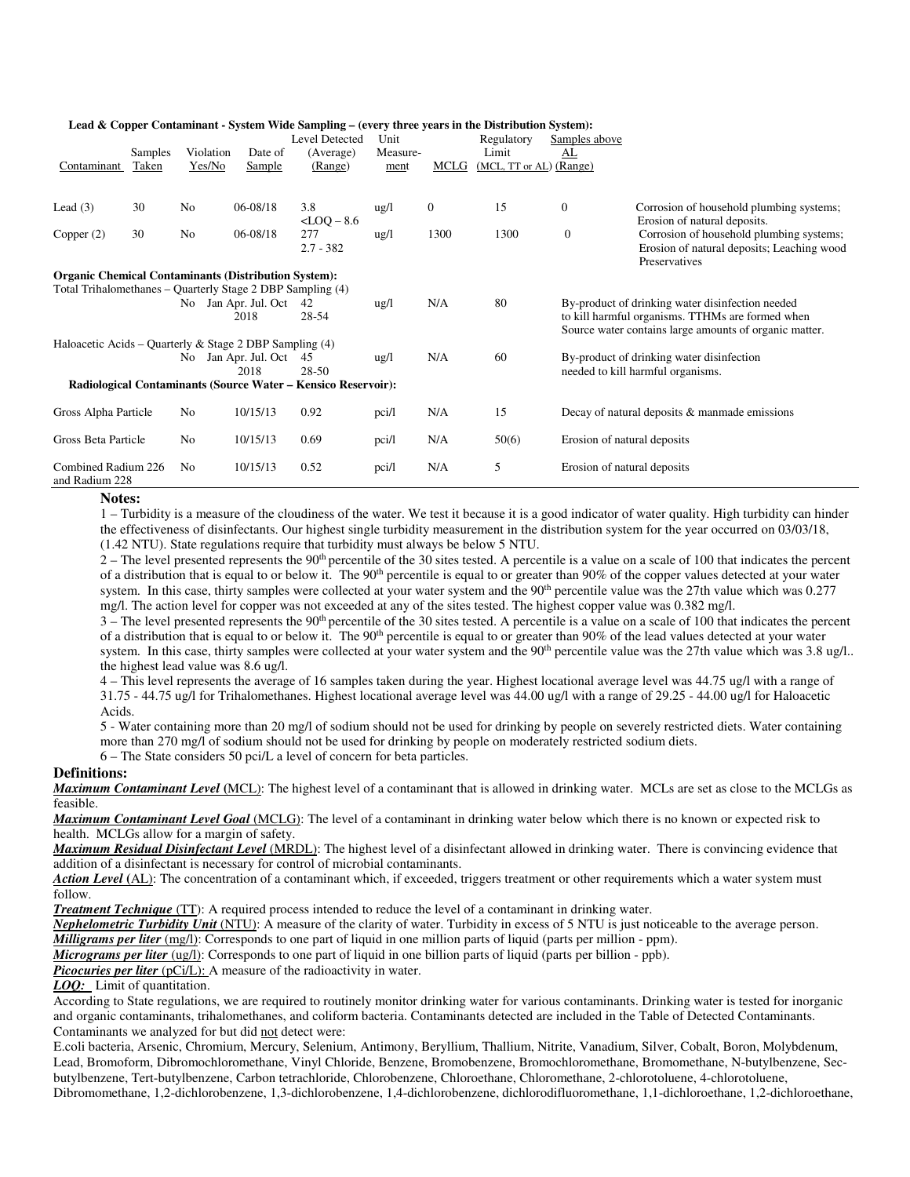**Lead & Copper Contaminant - System Wide Sampling – (every three years in the Distribution System):**

| Contaminant | Samples Taken | Violation Yes/No | Date of Sample | Level Detected (Average) (Range) | Unit Measure-ment | MCLG | Regulatory Limit (MCL, TT or AL) | Samples above AL (Range) | |
|---|---|---|---|---|---|---|---|---|---|
| Lead (3) | 30 | No | 06-08/18 | 3.8 <LOQ – 8.6 | ug/l | 0 | 15 | 0 | Corrosion of household plumbing systems; Erosion of natural deposits. |
| Copper (2) | 30 | No | 06-08/18 | 277 2.7 - 382 | ug/l | 1300 | 1300 | 0 | Corrosion of household plumbing systems; Erosion of natural deposits; Leaching wood Preservatives |
| **Organic Chemical Contaminants (Distribution System):** | | | | | | | | | |
| Total Trihalomethanes – Quarterly Stage 2 DBP Sampling (4) | | | | | | | | | |
| | | No | Jan Apr. Jul. Oct 2018 | 42 28-54 | ug/l | N/A | 80 | By-product of drinking water disinfection needed to kill harmful organisms. TTHMs are formed when Source water contains large amounts of organic matter. | |
| Haloacetic Acids – Quarterly & Stage 2 DBP Sampling (4) | | | | | | | | | |
| | | No | Jan Apr. Jul. Oct 2018 | 45 28-50 | ug/l | N/A | 60 | By-product of drinking water disinfection needed to kill harmful organisms. | |
| **Radiological Contaminants (Source Water – Kensico Reservoir):** | | | | | | | | | |
| Gross Alpha Particle | | No | 10/15/13 | 0.92 | pci/l | N/A | 15 | Decay of natural deposits & manmade emissions | |
| Gross Beta Particle | | No | 10/15/13 | 0.69 | pci/l | N/A | 50(6) | Erosion of natural deposits | |
| Combined Radium 226 and Radium 228 | | No | 10/15/13 | 0.52 | pci/l | N/A | 5 | Erosion of natural deposits | |

**Notes:**

1 – Turbidity is a measure of the cloudiness of the water. We test it because it is a good indicator of water quality. High turbidity can hinder the effectiveness of disinfectants. Our highest single turbidity measurement in the distribution system for the year occurred on 03/03/18, (1.42 NTU). State regulations require that turbidity must always be below 5 NTU.

2 – The level presented represents the 90th percentile of the 30 sites tested. A percentile is a value on a scale of 100 that indicates the percent of a distribution that is equal to or below it. The 90th percentile is equal to or greater than 90% of the copper values detected at your water system. In this case, thirty samples were collected at your water system and the 90th percentile value was the 27th value which was 0.277 mg/l. The action level for copper was not exceeded at any of the sites tested. The highest copper value was 0.382 mg/l.

3 – The level presented represents the 90th percentile of the 30 sites tested. A percentile is a value on a scale of 100 that indicates the percent of a distribution that is equal to or below it. The 90th percentile is equal to or greater than 90% of the lead values detected at your water system. In this case, thirty samples were collected at your water system and the 90th percentile value was the 27th value which was 3.8 ug/l.. the highest lead value was 8.6 ug/l.

4 – This level represents the average of 16 samples taken during the year. Highest locational average level was 44.75 ug/l with a range of 31.75 - 44.75 ug/l for Trihalomethanes. Highest locational average level was 44.00 ug/l with a range of 29.25 - 44.00 ug/l for Haloacetic Acids.

5 - Water containing more than 20 mg/l of sodium should not be used for drinking by people on severely restricted diets. Water containing more than 270 mg/l of sodium should not be used for drinking by people on moderately restricted sodium diets.

6 – The State considers 50 pci/L a level of concern for beta particles.

**Definitions:**

***Maximum Contaminant Level*** **(**MCL): The highest level of a contaminant that is allowed in drinking water. MCLs are set as close to the MCLGs as feasible.

***Maximum Contaminant Level Goal*** (MCLG): The level of a contaminant in drinking water below which there is no known or expected risk to health. MCLGs allow for a margin of safety.

***Maximum Residual Disinfectant Level*** (MRDL): The highest level of a disinfectant allowed in drinking water. There is convincing evidence that addition of a disinfectant is necessary for control of microbial contaminants.

***Action Level*** (AL): The concentration of a contaminant which, if exceeded, triggers treatment or other requirements which a water system must follow.

***Treatment Technique*** (TT): A required process intended to reduce the level of a contaminant in drinking water.

***Nephelometric Turbidity Unit*** (NTU): A measure of the clarity of water. Turbidity in excess of 5 NTU is just noticeable to the average person.

***Milligrams per liter*** (mg/l): Corresponds to one part of liquid in one million parts of liquid (parts per million - ppm).

***Micrograms per liter*** (ug/l): Corresponds to one part of liquid in one billion parts of liquid (parts per billion - ppb).

***Picocuries per liter*** (pCi/L): A measure of the radioactivity in water.

***LOQ:*** Limit of quantitation.

According to State regulations, we are required to routinely monitor drinking water for various contaminants. Drinking water is tested for inorganic and organic contaminants, trihalomethanes, and coliform bacteria. Contaminants detected are included in the Table of Detected Contaminants. Contaminants we analyzed for but did not detect were:

E.coli bacteria, Arsenic, Chromium, Mercury, Selenium, Antimony, Beryllium, Thallium, Nitrite, Vanadium, Silver, Cobalt, Boron, Molybdenum, Lead, Bromoform, Dibromochloromethane, Vinyl Chloride, Benzene, Bromobenzene, Bromochloromethane, Bromomethane, N-butylbenzene, Sec-butylbenzene, Tert-butylbenzene, Carbon tetrachloride, Chlorobenzene, Chloroethane, Chloromethane, 2-chlorotoluene, 4-chlorotoluene, Dibromomethane, 1,2-dichlorobenzene, 1,3-dichlorobenzene, 1,4-dichlorobenzene, dichlorodifluoromethane, 1,1-dichloroethane, 1,2-dichloroethane,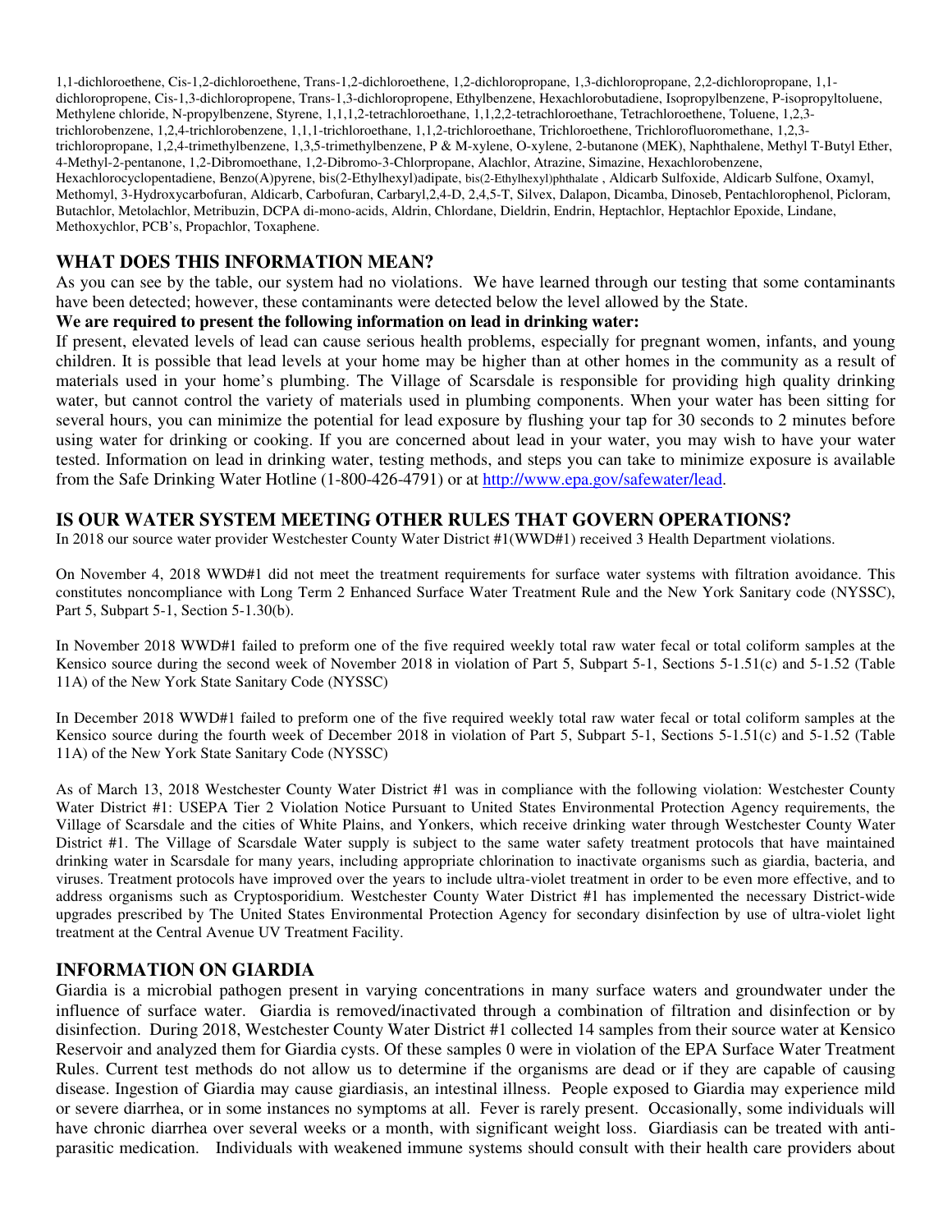1,1-dichloroethene, Cis-1,2-dichloroethene, Trans-1,2-dichloroethene, 1,2-dichloropropane, 1,3-dichloropropane, 2,2-dichloropropane, 1,1-dichloropropene, Cis-1,3-dichloropropene, Trans-1,3-dichloropropene, Ethylbenzene, Hexachlorobutadiene, Isopropylbenzene, P-isopropyltoluene, Methylene chloride, N-propylbenzene, Styrene, 1,1,1,2-tetrachloroethane, 1,1,2,2-tetrachloroethane, Tetrachloroethene, Toluene, 1,2,3-trichlorobenzene, 1,2,4-trichlorobenzene, 1,1,1-trichloroethane, 1,1,2-trichloroethane, Trichloroethene, Trichlorofluoromethane, 1,2,3-trichloropropane, 1,2,4-trimethylbenzene, 1,3,5-trimethylbenzene, P & M-xylene, O-xylene, 2-butanone (MEK), Naphthalene, Methyl T-Butyl Ether, 4-Methyl-2-pentanone, 1,2-Dibromoethane, 1,2-Dibromo-3-Chlorpropane, Alachlor, Atrazine, Simazine, Hexachlorobenzene, Hexachlorocyclopentadiene, Benzo(A)pyrene, bis(2-Ethylhexyl)adipate, bis(2-Ethylhexyl)phthalate , Aldicarb Sulfoxide, Aldicarb Sulfone, Oxamyl, Methomyl, 3-Hydroxycarbofuran, Aldicarb, Carbofuran, Carbaryl,2,4-D, 2,4,5-T, Silvex, Dalapon, Dicamba, Dinoseb, Pentachlorophenol, Picloram, Butachlor, Metolachlor, Metribuzin, DCPA di-mono-acids, Aldrin, Chlordane, Dieldrin, Endrin, Heptachlor, Heptachlor Epoxide, Lindane, Methoxychlor, PCB's, Propachlor, Toxaphene.

## WHAT DOES THIS INFORMATION MEAN?

As you can see by the table, our system had no violations. We have learned through our testing that some contaminants have been detected; however, these contaminants were detected below the level allowed by the State.

**We are required to present the following information on lead in drinking water:**

If present, elevated levels of lead can cause serious health problems, especially for pregnant women, infants, and young children. It is possible that lead levels at your home may be higher than at other homes in the community as a result of materials used in your home's plumbing. The Village of Scarsdale is responsible for providing high quality drinking water, but cannot control the variety of materials used in plumbing components. When your water has been sitting for several hours, you can minimize the potential for lead exposure by flushing your tap for 30 seconds to 2 minutes before using water for drinking or cooking. If you are concerned about lead in your water, you may wish to have your water tested. Information on lead in drinking water, testing methods, and steps you can take to minimize exposure is available from the Safe Drinking Water Hotline (1-800-426-4791) or at http://www.epa.gov/safewater/lead.

## IS OUR WATER SYSTEM MEETING OTHER RULES THAT GOVERN OPERATIONS?

In 2018 our source water provider Westchester County Water District #1(WWD#1) received 3 Health Department violations.

On November 4, 2018 WWD#1 did not meet the treatment requirements for surface water systems with filtration avoidance. This constitutes noncompliance with Long Term 2 Enhanced Surface Water Treatment Rule and the New York Sanitary code (NYSSC), Part 5, Subpart 5-1, Section 5-1.30(b).

In November 2018 WWD#1 failed to preform one of the five required weekly total raw water fecal or total coliform samples at the Kensico source during the second week of November 2018 in violation of Part 5, Subpart 5-1, Sections 5-1.51(c) and 5-1.52 (Table 11A) of the New York State Sanitary Code (NYSSC)

In December 2018 WWD#1 failed to preform one of the five required weekly total raw water fecal or total coliform samples at the Kensico source during the fourth week of December 2018 in violation of Part 5, Subpart 5-1, Sections 5-1.51(c) and 5-1.52 (Table 11A) of the New York State Sanitary Code (NYSSC)

As of March 13, 2018 Westchester County Water District #1 was in compliance with the following violation: Westchester County Water District #1: USEPA Tier 2 Violation Notice Pursuant to United States Environmental Protection Agency requirements, the Village of Scarsdale and the cities of White Plains, and Yonkers, which receive drinking water through Westchester County Water District #1. The Village of Scarsdale Water supply is subject to the same water safety treatment protocols that have maintained drinking water in Scarsdale for many years, including appropriate chlorination to inactivate organisms such as giardia, bacteria, and viruses. Treatment protocols have improved over the years to include ultra-violet treatment in order to be even more effective, and to address organisms such as Cryptosporidium. Westchester County Water District #1 has implemented the necessary District-wide upgrades prescribed by The United States Environmental Protection Agency for secondary disinfection by use of ultra-violet light treatment at the Central Avenue UV Treatment Facility.

## INFORMATION ON GIARDIA

Giardia is a microbial pathogen present in varying concentrations in many surface waters and groundwater under the influence of surface water. Giardia is removed/inactivated through a combination of filtration and disinfection or by disinfection. During 2018, Westchester County Water District #1 collected 14 samples from their source water at Kensico Reservoir and analyzed them for Giardia cysts. Of these samples 0 were in violation of the EPA Surface Water Treatment Rules. Current test methods do not allow us to determine if the organisms are dead or if they are capable of causing disease. Ingestion of Giardia may cause giardiasis, an intestinal illness. People exposed to Giardia may experience mild or severe diarrhea, or in some instances no symptoms at all. Fever is rarely present. Occasionally, some individuals will have chronic diarrhea over several weeks or a month, with significant weight loss. Giardiasis can be treated with anti-parasitic medication. Individuals with weakened immune systems should consult with their health care providers about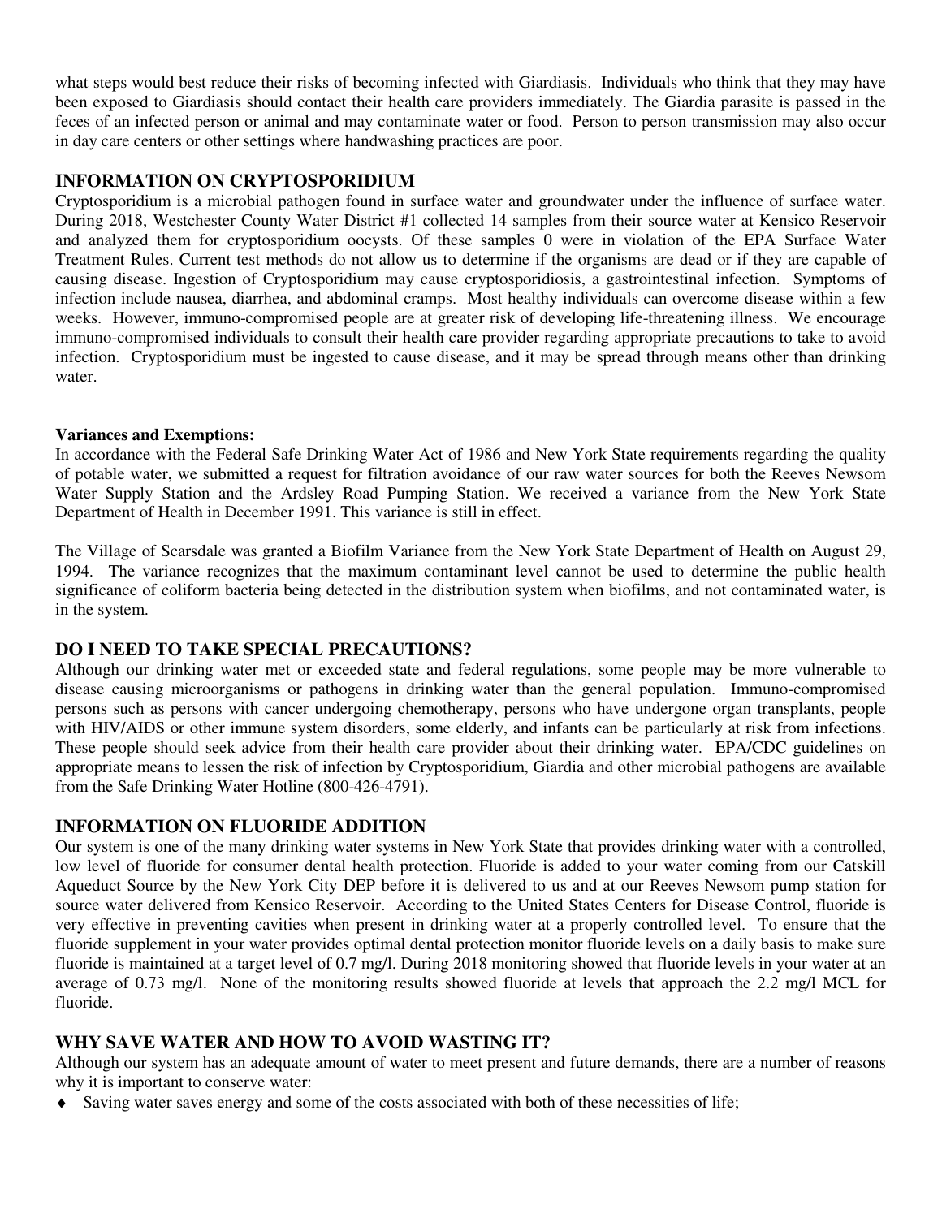what steps would best reduce their risks of becoming infected with Giardiasis. Individuals who think that they may have been exposed to Giardiasis should contact their health care providers immediately. The Giardia parasite is passed in the feces of an infected person or animal and may contaminate water or food. Person to person transmission may also occur in day care centers or other settings where handwashing practices are poor.

## INFORMATION ON CRYPTOSPORIDIUM

Cryptosporidium is a microbial pathogen found in surface water and groundwater under the influence of surface water. During 2018, Westchester County Water District #1 collected 14 samples from their source water at Kensico Reservoir and analyzed them for cryptosporidium oocysts. Of these samples 0 were in violation of the EPA Surface Water Treatment Rules. Current test methods do not allow us to determine if the organisms are dead or if they are capable of causing disease. Ingestion of Cryptosporidium may cause cryptosporidiosis, a gastrointestinal infection. Symptoms of infection include nausea, diarrhea, and abdominal cramps. Most healthy individuals can overcome disease within a few weeks. However, immuno-compromised people are at greater risk of developing life-threatening illness. We encourage immuno-compromised individuals to consult their health care provider regarding appropriate precautions to take to avoid infection. Cryptosporidium must be ingested to cause disease, and it may be spread through means other than drinking water.

**Variances and Exemptions:**

In accordance with the Federal Safe Drinking Water Act of 1986 and New York State requirements regarding the quality of potable water, we submitted a request for filtration avoidance of our raw water sources for both the Reeves Newsom Water Supply Station and the Ardsley Road Pumping Station. We received a variance from the New York State Department of Health in December 1991. This variance is still in effect.

The Village of Scarsdale was granted a Biofilm Variance from the New York State Department of Health on August 29, 1994. The variance recognizes that the maximum contaminant level cannot be used to determine the public health significance of coliform bacteria being detected in the distribution system when biofilms, and not contaminated water, is in the system.

## DO I NEED TO TAKE SPECIAL PRECAUTIONS?

Although our drinking water met or exceeded state and federal regulations, some people may be more vulnerable to disease causing microorganisms or pathogens in drinking water than the general population. Immuno-compromised persons such as persons with cancer undergoing chemotherapy, persons who have undergone organ transplants, people with HIV/AIDS or other immune system disorders, some elderly, and infants can be particularly at risk from infections. These people should seek advice from their health care provider about their drinking water. EPA/CDC guidelines on appropriate means to lessen the risk of infection by Cryptosporidium, Giardia and other microbial pathogens are available from the Safe Drinking Water Hotline (800-426-4791).

## INFORMATION ON FLUORIDE ADDITION

Our system is one of the many drinking water systems in New York State that provides drinking water with a controlled, low level of fluoride for consumer dental health protection. Fluoride is added to your water coming from our Catskill Aqueduct Source by the New York City DEP before it is delivered to us and at our Reeves Newsom pump station for source water delivered from Kensico Reservoir. According to the United States Centers for Disease Control, fluoride is very effective in preventing cavities when present in drinking water at a properly controlled level. To ensure that the fluoride supplement in your water provides optimal dental protection monitor fluoride levels on a daily basis to make sure fluoride is maintained at a target level of 0.7 mg/l. During 2018 monitoring showed that fluoride levels in your water at an average of 0.73 mg/l. None of the monitoring results showed fluoride at levels that approach the 2.2 mg/l MCL for fluoride.

## WHY SAVE WATER AND HOW TO AVOID WASTING IT?

Although our system has an adequate amount of water to meet present and future demands, there are a number of reasons why it is important to conserve water:

- Saving water saves energy and some of the costs associated with both of these necessities of life;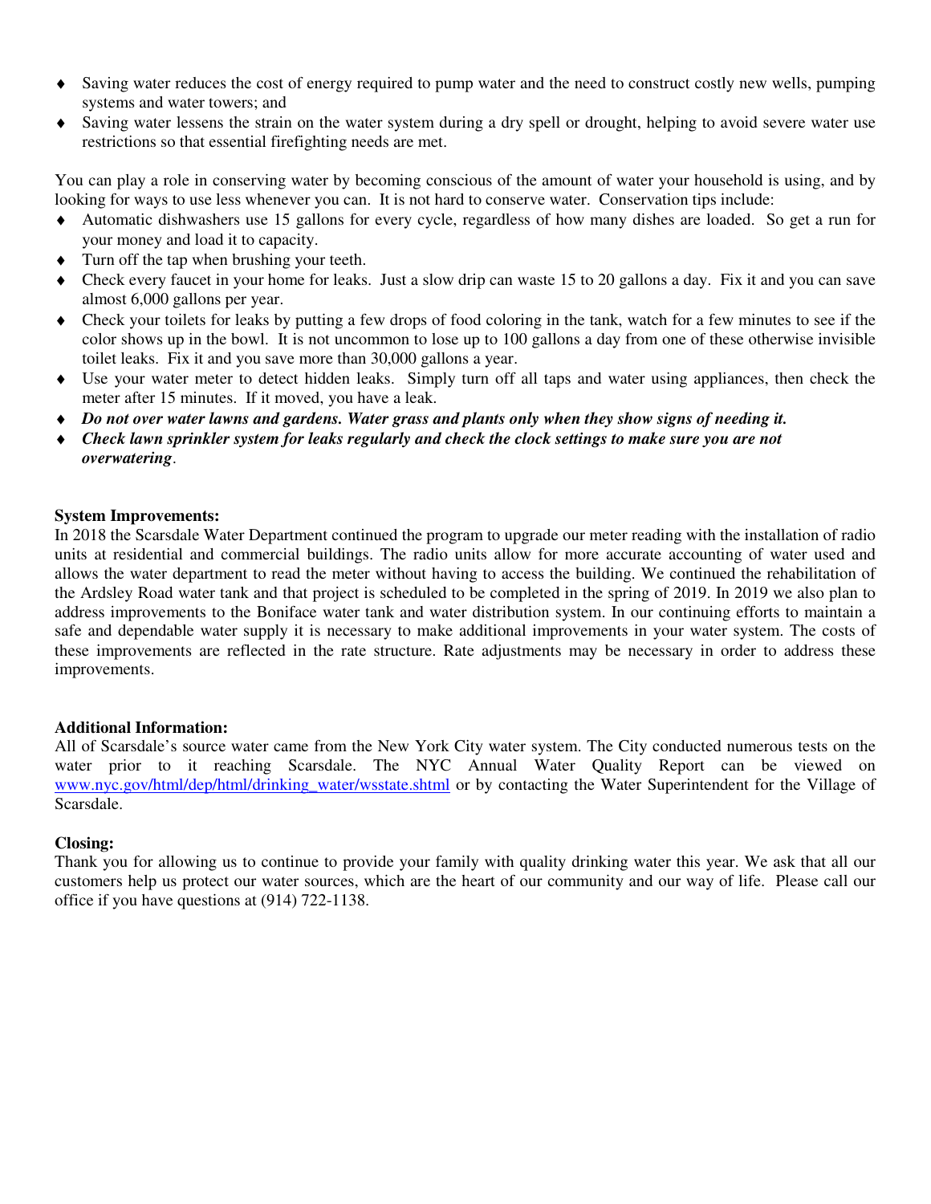- Saving water reduces the cost of energy required to pump water and the need to construct costly new wells, pumping systems and water towers; and
- Saving water lessens the strain on the water system during a dry spell or drought, helping to avoid severe water use restrictions so that essential firefighting needs are met.

You can play a role in conserving water by becoming conscious of the amount of water your household is using, and by looking for ways to use less whenever you can. It is not hard to conserve water. Conservation tips include:

- Automatic dishwashers use 15 gallons for every cycle, regardless of how many dishes are loaded. So get a run for your money and load it to capacity.
- Turn off the tap when brushing your teeth.
- Check every faucet in your home for leaks. Just a slow drip can waste 15 to 20 gallons a day. Fix it and you can save almost 6,000 gallons per year.
- Check your toilets for leaks by putting a few drops of food coloring in the tank, watch for a few minutes to see if the color shows up in the bowl. It is not uncommon to lose up to 100 gallons a day from one of these otherwise invisible toilet leaks. Fix it and you save more than 30,000 gallons a year.
- Use your water meter to detect hidden leaks. Simply turn off all taps and water using appliances, then check the meter after 15 minutes. If it moved, you have a leak.
- ***Do not over water lawns and gardens. Water grass and plants only when they show signs of needing it.***
- ***Check lawn sprinkler system for leaks regularly and check the clock settings to make sure you are not overwatering***.

**System Improvements:**
In 2018 the Scarsdale Water Department continued the program to upgrade our meter reading with the installation of radio units at residential and commercial buildings. The radio units allow for more accurate accounting of water used and allows the water department to read the meter without having to access the building. We continued the rehabilitation of the Ardsley Road water tank and that project is scheduled to be completed in the spring of 2019. In 2019 we also plan to address improvements to the Boniface water tank and water distribution system. In our continuing efforts to maintain a safe and dependable water supply it is necessary to make additional improvements in your water system. The costs of these improvements are reflected in the rate structure. Rate adjustments may be necessary in order to address these improvements.

**Additional Information:**
All of Scarsdale's source water came from the New York City water system. The City conducted numerous tests on the water prior to it reaching Scarsdale. The NYC Annual Water Quality Report can be viewed on www.nyc.gov/html/dep/html/drinking_water/wsstate.shtml or by contacting the Water Superintendent for the Village of Scarsdale.

**Closing:**
Thank you for allowing us to continue to provide your family with quality drinking water this year. We ask that all our customers help us protect our water sources, which are the heart of our community and our way of life. Please call our office if you have questions at (914) 722-1138.